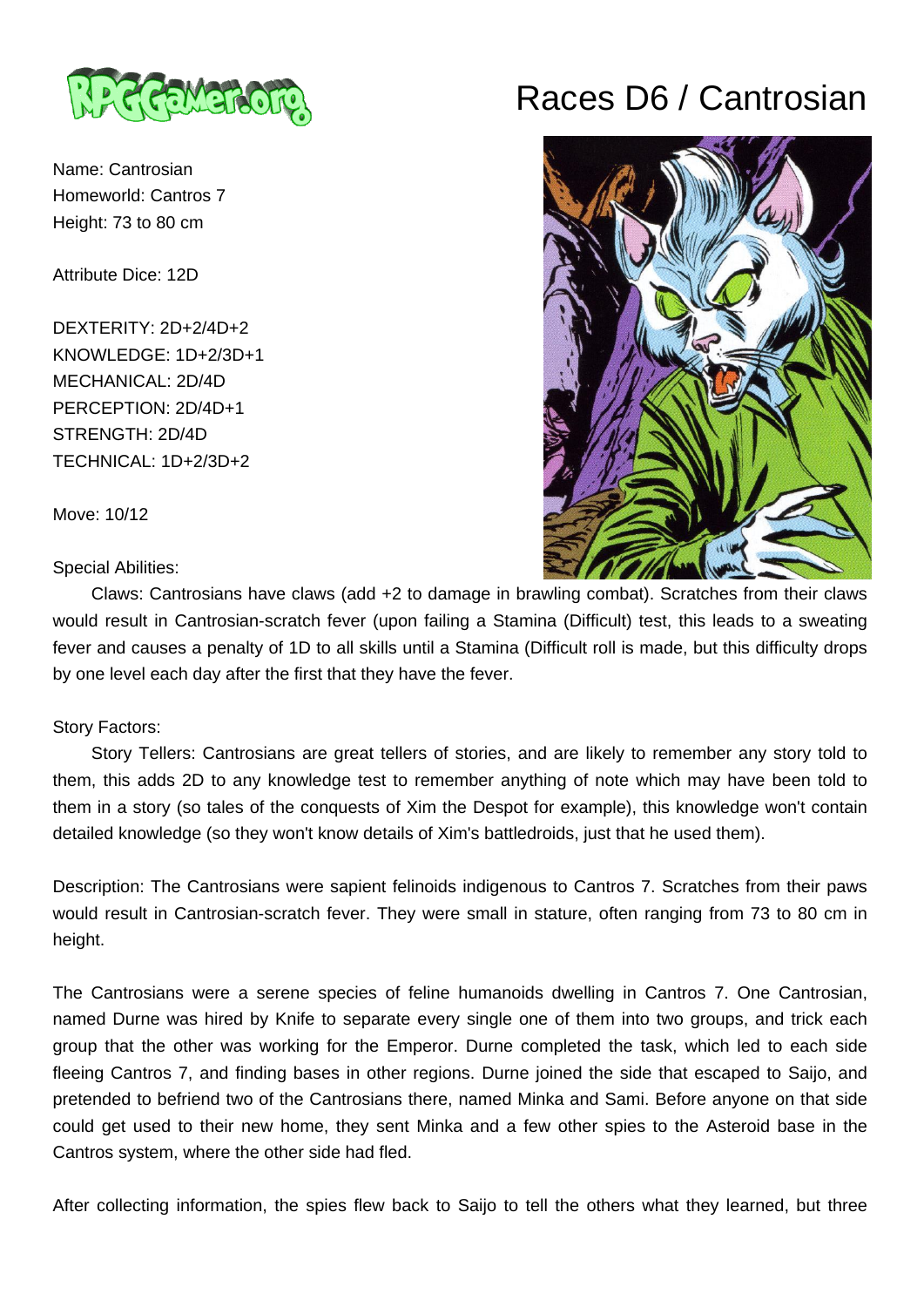# Races D6 / Cantrosian

Name: Cantrosian
Homeworld: Cantros 7
Height: 73 to 80 cm

Attribute Dice: 12D

DEXTERITY: 2D+2/4D+2
KNOWLEDGE: 1D+2/3D+1
MECHANICAL: 2D/4D
PERCEPTION: 2D/4D+1
STRENGTH: 2D/4D
TECHNICAL: 1D+2/3D+2

Move: 10/12

Special Abilities:
Claws: Cantrosians have claws (add +2 to damage in brawling combat). Scratches from their claws would result in Cantrosian-scratch fever (upon failing a Stamina (Difficult) test, this leads to a sweating fever and causes a penalty of 1D to all skills until a Stamina (Difficult roll is made, but this difficulty drops by one level each day after the first that they have the fever.

Story Factors:
Story Tellers: Cantrosians are great tellers of stories, and are likely to remember any story told to them, this adds 2D to any knowledge test to remember anything of note which may have been told to them in a story (so tales of the conquests of Xim the Despot for example), this knowledge won't contain detailed knowledge (so they won't know details of Xim's battledroids, just that he used them).

Description: The Cantrosians were sapient felinoids indigenous to Cantros 7. Scratches from their paws would result in Cantrosian-scratch fever. They were small in stature, often ranging from 73 to 80 cm in height.

The Cantrosians were a serene species of feline humanoids dwelling in Cantros 7. One Cantrosian, named Durne was hired by Knife to separate every single one of them into two groups, and trick each group that the other was working for the Emperor. Durne completed the task, which led to each side fleeing Cantros 7, and finding bases in other regions. Durne joined the side that escaped to Saijo, and pretended to befriend two of the Cantrosians there, named Minka and Sami. Before anyone on that side could get used to their new home, they sent Minka and a few other spies to the Asteroid base in the Cantros system, where the other side had fled.

After collecting information, the spies flew back to Saijo to tell the others what they learned, but three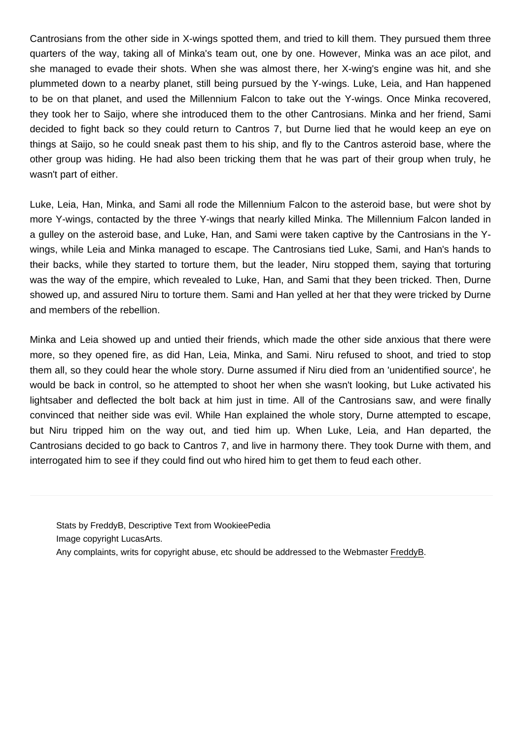Cantrosians from the other side in X-wings spotted them, and tried to kill them. They pursued them three quarters of the way, taking all of Minka's team out, one by one. However, Minka was an ace pilot, and she managed to evade their shots. When she was almost there, her X-wing's engine was hit, and she plummeted down to a nearby planet, still being pursued by the Y-wings. Luke, Leia, and Han happened to be on that planet, and used the Millennium Falcon to take out the Y-wings. Once Minka recovered, they took her to Saijo, where she introduced them to the other Cantrosians. Minka and her friend, Sami decided to fight back so they could return to Cantros 7, but Durne lied that he would keep an eye on things at Saijo, so he could sneak past them to his ship, and fly to the Cantros asteroid base, where the other group was hiding. He had also been tricking them that he was part of their group when truly, he wasn't part of either.

Luke, Leia, Han, Minka, and Sami all rode the Millennium Falcon to the asteroid base, but were shot by more Y-wings, contacted by the three Y-wings that nearly killed Minka. The Millennium Falcon landed in a gulley on the asteroid base, and Luke, Han, and Sami were taken captive by the Cantrosians in the Y-wings, while Leia and Minka managed to escape. The Cantrosians tied Luke, Sami, and Han's hands to their backs, while they started to torture them, but the leader, Niru stopped them, saying that torturing was the way of the empire, which revealed to Luke, Han, and Sami that they been tricked. Then, Durne showed up, and assured Niru to torture them. Sami and Han yelled at her that they were tricked by Durne and members of the rebellion.

Minka and Leia showed up and untied their friends, which made the other side anxious that there were more, so they opened fire, as did Han, Leia, Minka, and Sami. Niru refused to shoot, and tried to stop them all, so they could hear the whole story. Durne assumed if Niru died from an 'unidentified source', he would be back in control, so he attempted to shoot her when she wasn't looking, but Luke activated his lightsaber and deflected the bolt back at him just in time. All of the Cantrosians saw, and were finally convinced that neither side was evil. While Han explained the whole story, Durne attempted to escape, but Niru tripped him on the way out, and tied him up. When Luke, Leia, and Han departed, the Cantrosians decided to go back to Cantros 7, and live in harmony there. They took Durne with them, and interrogated him to see if they could find out who hired him to get them to feud each other.

---

Stats by FreddyB, Descriptive Text from WookieePedia
Image copyright LucasArts.
Any complaints, writs for copyright abuse, etc should be addressed to the Webmaster FreddyB.